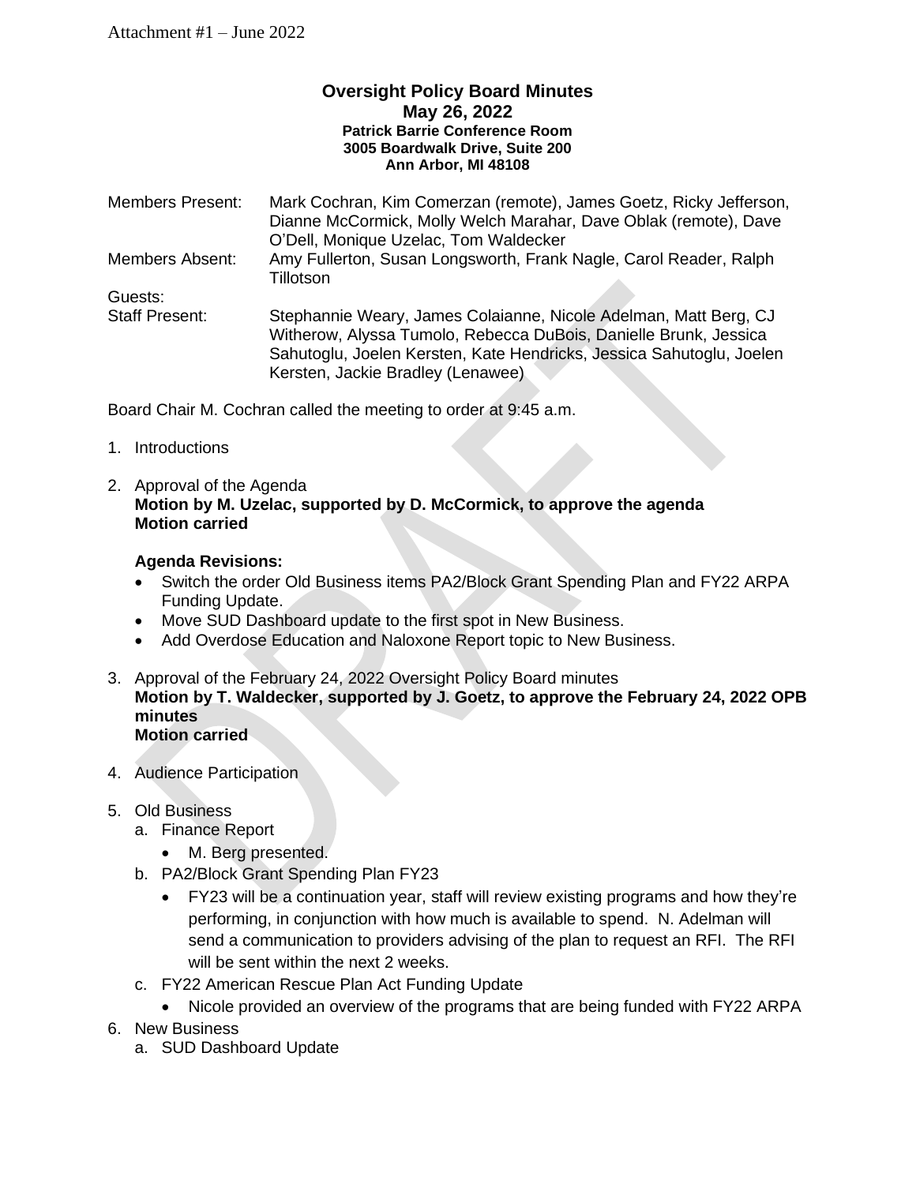Attachment #1 – June 2022

# Oversight Policy Board Minutes
## May 26, 2022
**Patrick Barrie Conference Room**
**3005 Boardwalk Drive, Suite 200**
**Ann Arbor, MI 48108**

Members Present: Mark Cochran, Kim Comerzan (remote), James Goetz, Ricky Jefferson, Dianne McCormick, Molly Welch Marahar, Dave Oblak (remote), Dave O'Dell, Monique Uzelac, Tom Waldecker

Members Absent: Amy Fullerton, Susan Longsworth, Frank Nagle, Carol Reader, Ralph Tillotson

Guests:

Staff Present: Stephannie Weary, James Colaianne, Nicole Adelman, Matt Berg, CJ Witherow, Alyssa Tumolo, Rebecca DuBois, Danielle Brunk, Jessica Sahutoglu, Joelen Kersten, Kate Hendricks, Jessica Sahutoglu, Joelen Kersten, Jackie Bradley (Lenawee)

Board Chair M. Cochran called the meeting to order at 9:45 a.m.

1. Introductions

2. Approval of the Agenda
   **Motion by M. Uzelac, supported by D. McCormick, to approve the agenda**
   **Motion carried**

   **Agenda Revisions:**
   - Switch the order Old Business items PA2/Block Grant Spending Plan and FY22 ARPA Funding Update.
   - Move SUD Dashboard update to the first spot in New Business.
   - Add Overdose Education and Naloxone Report topic to New Business.

3. Approval of the February 24, 2022 Oversight Policy Board minutes
   **Motion by T. Waldecker, supported by J. Goetz, to approve the February 24, 2022 OPB minutes**
   **Motion carried**

4. Audience Participation

5. Old Business
   a. Finance Report
      - M. Berg presented.
   b. PA2/Block Grant Spending Plan FY23
      - FY23 will be a continuation year, staff will review existing programs and how they're performing, in conjunction with how much is available to spend. N. Adelman will send a communication to providers advising of the plan to request an RFI. The RFI will be sent within the next 2 weeks.
   c. FY22 American Rescue Plan Act Funding Update
      - Nicole provided an overview of the programs that are being funded with FY22 ARPA

6. New Business
   a. SUD Dashboard Update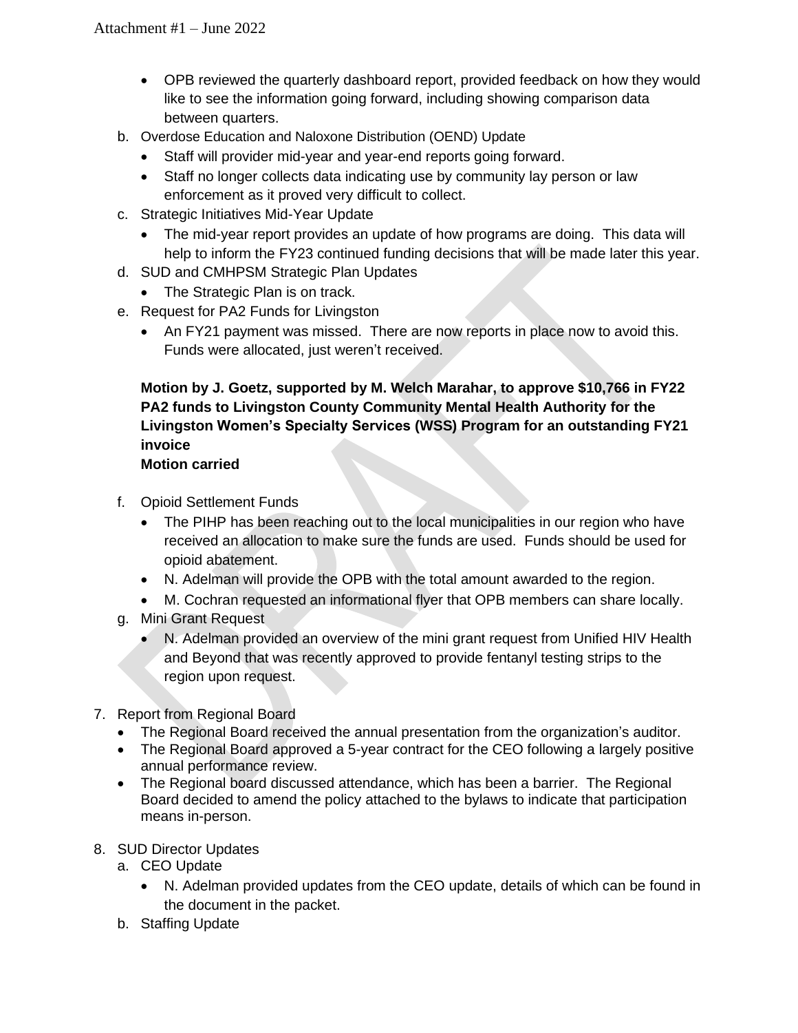- OPB reviewed the quarterly dashboard report, provided feedback on how they would like to see the information going forward, including showing comparison data between quarters.

b. Overdose Education and Naloxone Distribution (OEND) Update
   - Staff will provider mid-year and year-end reports going forward.
   - Staff no longer collects data indicating use by community lay person or law enforcement as it proved very difficult to collect.

c. Strategic Initiatives Mid-Year Update
   - The mid-year report provides an update of how programs are doing. This data will help to inform the FY23 continued funding decisions that will be made later this year.

d. SUD and CMHPSM Strategic Plan Updates
   - The Strategic Plan is on track.

e. Request for PA2 Funds for Livingston
   - An FY21 payment was missed. There are now reports in place now to avoid this. Funds were allocated, just weren't received.

   **Motion by J. Goetz, supported by M. Welch Marahar, to approve $10,766 in FY22 PA2 funds to Livingston County Community Mental Health Authority for the Livingston Women's Specialty Services (WSS) Program for an outstanding FY21 invoice**
   **Motion carried**

f. Opioid Settlement Funds
   - The PIHP has been reaching out to the local municipalities in our region who have received an allocation to make sure the funds are used. Funds should be used for opioid abatement.
   - N. Adelman will provide the OPB with the total amount awarded to the region.
   - M. Cochran requested an informational flyer that OPB members can share locally.

g. Mini Grant Request
   - N. Adelman provided an overview of the mini grant request from Unified HIV Health and Beyond that was recently approved to provide fentanyl testing strips to the region upon request.

7. Report from Regional Board
   - The Regional Board received the annual presentation from the organization's auditor.
   - The Regional Board approved a 5-year contract for the CEO following a largely positive annual performance review.
   - The Regional board discussed attendance, which has been a barrier. The Regional Board decided to amend the policy attached to the bylaws to indicate that participation means in-person.

8. SUD Director Updates

   a. CEO Update
      - N. Adelman provided updates from the CEO update, details of which can be found in the document in the packet.

   b. Staffing Update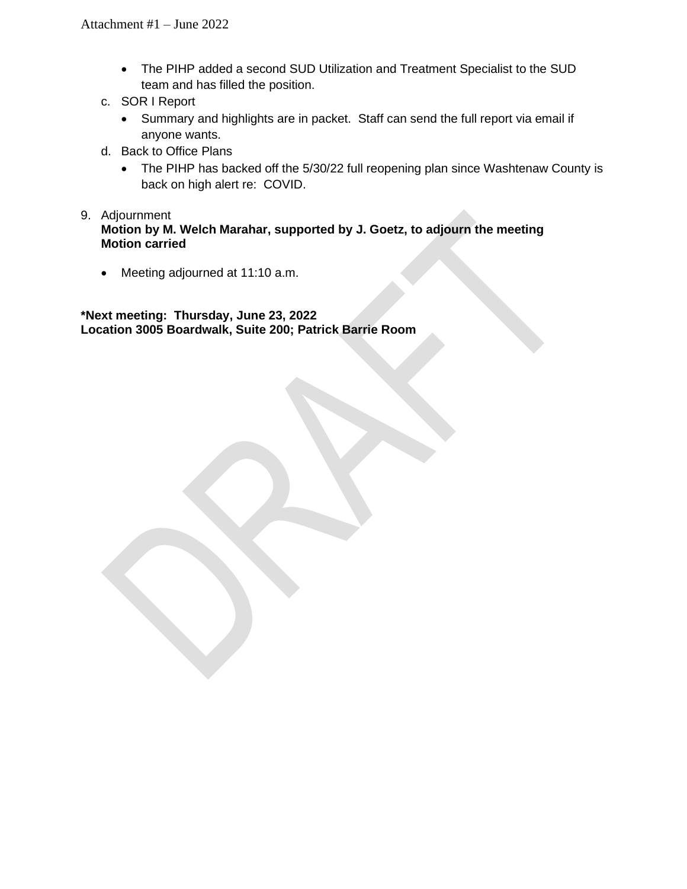- The PIHP added a second SUD Utilization and Treatment Specialist to the SUD team and has filled the position.

c. SOR I Report
   - Summary and highlights are in packet. Staff can send the full report via email if anyone wants.

d. Back to Office Plans
   - The PIHP has backed off the 5/30/22 full reopening plan since Washtenaw County is back on high alert re: COVID.

9. Adjournment
   **Motion by M. Welch Marahar, supported by J. Goetz, to adjourn the meeting**
   **Motion carried**

   - Meeting adjourned at 11:10 a.m.

***Next meeting: Thursday, June 23, 2022**
**Location 3005 Boardwalk, Suite 200; Patrick Barrie Room**